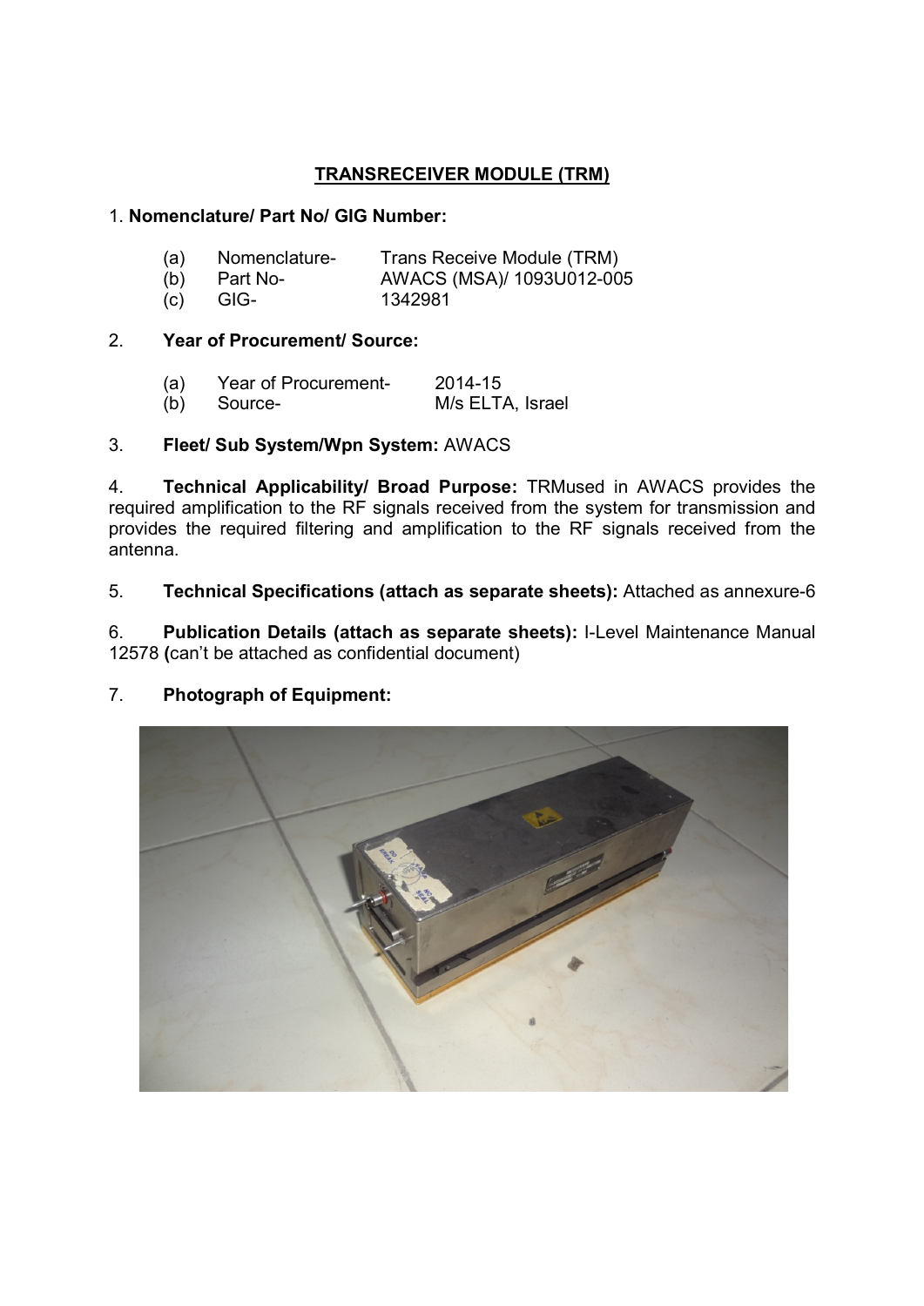# TRANSRECEIVER MODULE (TRM)

1. **Nomenclature/ Part No/ GIG Number:**

   (a) Nomenclature- Trans Receive Module (TRM)
   (b) Part No- AWACS (MSA)/ 1093U012-005
   (c) GIG- 1342981

2. **Year of Procurement/ Source:**

   (a) Year of Procurement- 2014-15
   (b) Source- M/s ELTA, Israel

3. **Fleet/ Sub System/Wpn System:** AWACS

4. **Technical Applicability/ Broad Purpose:** TRMused in AWACS provides the required amplification to the RF signals received from the system for transmission and provides the required filtering and amplification to the RF signals received from the antenna.

5. **Technical Specifications (attach as separate sheets):** Attached as annexure-6

6. **Publication Details (attach as separate sheets):** I-Level Maintenance Manual 12578 **(**can't be attached as confidential document)

7. **Photograph of Equipment:**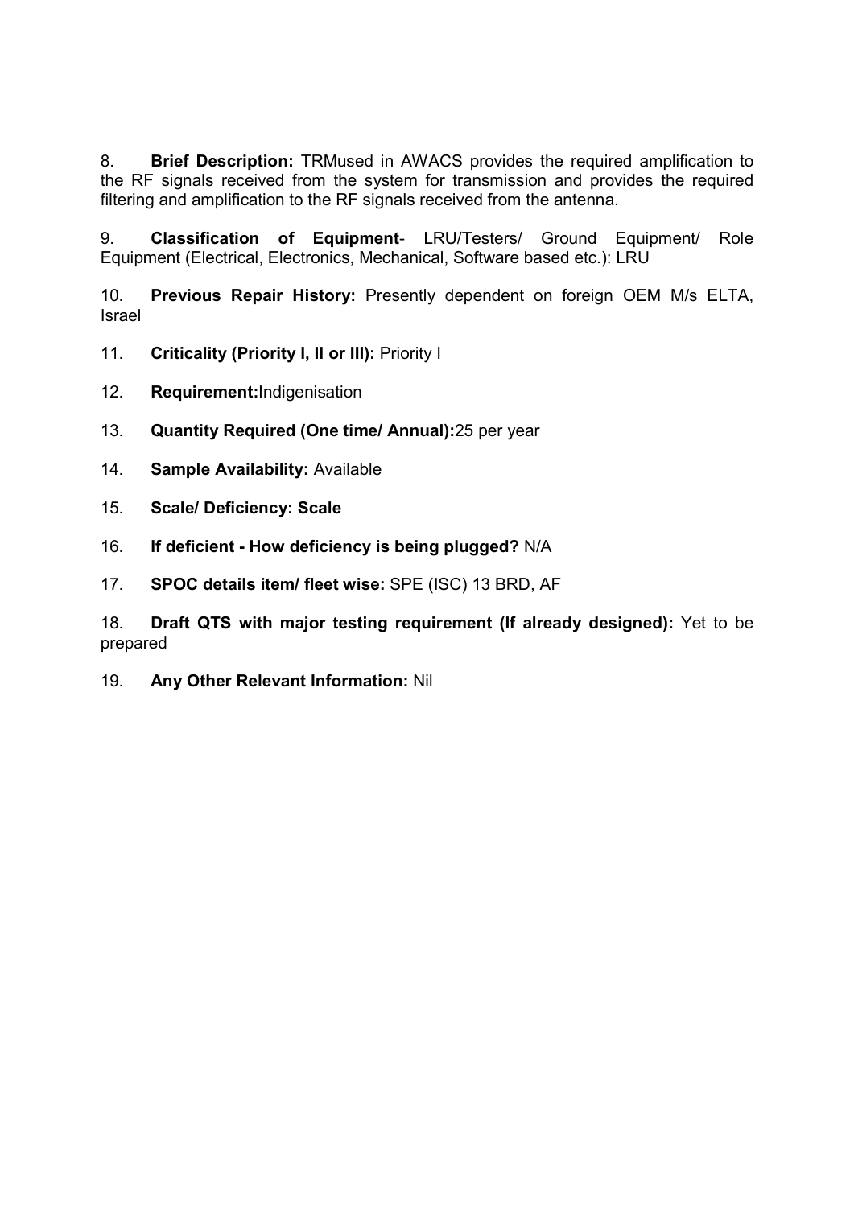8. **Brief Description:** TRMused in AWACS provides the required amplification to the RF signals received from the system for transmission and provides the required filtering and amplification to the RF signals received from the antenna.

9. **Classification of Equipment**- LRU/Testers/ Ground Equipment/ Role Equipment (Electrical, Electronics, Mechanical, Software based etc.): LRU

10. **Previous Repair History:** Presently dependent on foreign OEM M/s ELTA, Israel

11. **Criticality (Priority I, II or III):** Priority I

12. **Requirement:**Indigenisation

13. **Quantity Required (One time/ Annual):**25 per year

14. **Sample Availability:** Available

15. **Scale/ Deficiency: Scale**

16. **If deficient - How deficiency is being plugged?** N/A

17. **SPOC details item/ fleet wise:** SPE (ISC) 13 BRD, AF

18. **Draft QTS with major testing requirement (If already designed):** Yet to be prepared

19. **Any Other Relevant Information:** Nil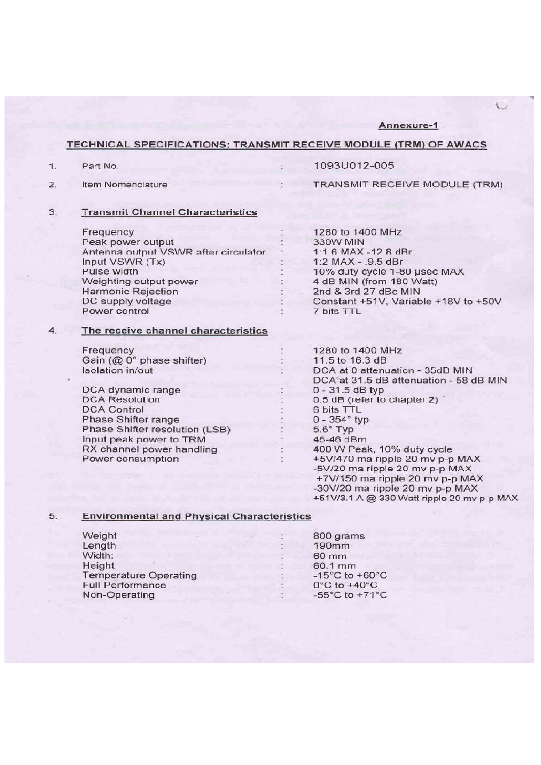**Annexure-1**

## TECHNICAL SPECIFICATIONS: TRANSMIT RECEIVE MODULE (TRM) OF AWACS

1. Part No : 1093U012-005

2. Item Nomenclature : TRANSMIT RECEIVE MODULE (TRM)

3. **Transmit Channel Characteristics**

| | | |
|---|---|---|
| Frequency | : | 1280 to 1400 MHz |
| Peak power output | : | 330W MIN |
| Antenna output VSWR after circulator | : | 1:1.6 MAX -12.8 dBr |
| Input VSWR (Tx) | : | 1:2 MAX - 9.5 dBr |
| Pulse width | : | 10% duty cycle 1-80 µsec MAX |
| Weighting output power | : | 4 dB MIN (from 180 Watt) |
| Harmonic Rejection | : | 2nd & 3rd 27 dBc MIN |
| DC supply voltage | : | Constant +51V, Variable +18V to +50V |
| Power control | : | 7 bits TTL |

4. **The receive channel characteristics**

| | | |
|---|---|---|
| Frequency | : | 1280 to 1400 MHz |
| Gain (@ 0° phase shifter) | : | 11.5 to 16.3 dB |
| Isolation in/out | : | DCA at 0 attenuation - 35dB MIN<br>DCA at 31.5 dB attenuation - 58 dB MIN |
| DCA dynamic range | | 0 - 31.5 dB typ |
| DCA Resolution | | 0.5 dB (refer to chapter 2) |
| DCA Control | | 6 bits TTL |
| Phase Shifter range | | 0 - 354° typ |
| Phase Shifter resolution (LSB) | | 5.6° Typ |
| Input peak power to TRM | | 45-46 dBm |
| RX channel power handling | | 400 W Peak, 10% duty cycle |
| Power consumption | : | +5V/470 ma ripple 20 mv p-p MAX<br>-5V/20 ma ripple 20 mv p-p MAX<br>+7V/150 ma ripple 20 mv p-p MAX<br>-30V/20 ma ripple 20 mv p-p MAX<br>+51V/3.1 A @ 330 Watt ripple 20 mv p-p MAX |

5. **Environmental and Physical Characteristics**

| | | |
|---|---|---|
| Weight | : | 800 grams |
| Length | : | 190mm |
| Width: | : | 60 mm |
| Height | : | 60.1 mm |
| Temperature Operating | : | -15°C to +60°C |
| Full Performance | : | 0°C to +40°C |
| Non-Operating | : | -55°C to +71°C |